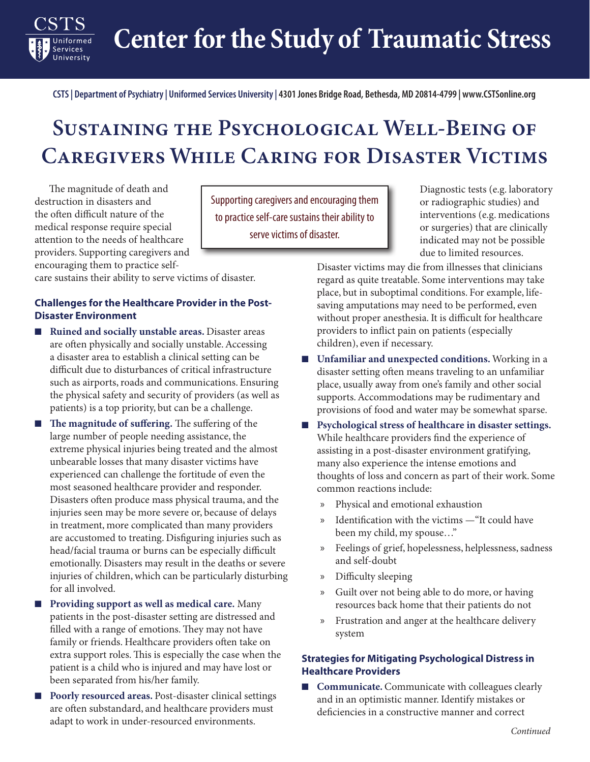# Center for the Study of Traumatic Stress

CSTS | Department of Psychiatry | Uniformed Services University | 4301 Jones Bridge Road, Bethesda, MD 20814-4799 | www.CSTSonline.org

## Sustaining the Psychological Well-Being of Caregivers While Caring for Disaster Victims

The magnitude of death and destruction in disasters and the often difficult nature of the medical response require special attention to the needs of healthcare providers. Supporting caregivers and encouraging them to practice self-care sustains their ability to serve victims of disaster.

> Supporting caregivers and encouraging them to practice self-care sustains their ability to serve victims of disaster.

### Challenges for the Healthcare Provider in the Post-Disaster Environment

- **Ruined and socially unstable areas.** Disaster areas are often physically and socially unstable. Accessing a disaster area to establish a clinical setting can be difficult due to disturbances of critical infrastructure such as airports, roads and communications. Ensuring the physical safety and security of providers (as well as patients) is a top priority, but can be a challenge.
- **The magnitude of suffering.** The suffering of the large number of people needing assistance, the extreme physical injuries being treated and the almost unbearable losses that many disaster victims have experienced can challenge the fortitude of even the most seasoned healthcare provider and responder. Disasters often produce mass physical trauma, and the injuries seen may be more severe or, because of delays in treatment, more complicated than many providers are accustomed to treating. Disfiguring injuries such as head/facial trauma or burns can be especially difficult emotionally. Disasters may result in the deaths or severe injuries of children, which can be particularly disturbing for all involved.
- **Providing support as well as medical care.** Many patients in the post-disaster setting are distressed and filled with a range of emotions. They may not have family or friends. Healthcare providers often take on extra support roles. This is especially the case when the patient is a child who is injured and may have lost or been separated from his/her family.
- **Poorly resourced areas.** Post-disaster clinical settings are often substandard, and healthcare providers must adapt to work in under-resourced environments. Diagnostic tests (e.g. laboratory or radiographic studies) and interventions (e.g. medications or surgeries) that are clinically indicated may not be possible due to limited resources.

  Disaster victims may die from illnesses that clinicians regard as quite treatable. Some interventions may take place, but in suboptimal conditions. For example, life-saving amputations may need to be performed, even without proper anesthesia. It is difficult for healthcare providers to inflict pain on patients (especially children), even if necessary.
- **Unfamiliar and unexpected conditions.** Working in a disaster setting often means traveling to an unfamiliar place, usually away from one's family and other social supports. Accommodations may be rudimentary and provisions of food and water may be somewhat sparse.
- **Psychological stress of healthcare in disaster settings.** While healthcare providers find the experience of assisting in a post-disaster environment gratifying, many also experience the intense emotions and thoughts of loss and concern as part of their work. Some common reactions include:
  - Physical and emotional exhaustion
  - Identification with the victims —"It could have been my child, my spouse…"
  - Feelings of grief, hopelessness, helplessness, sadness and self-doubt
  - Difficulty sleeping
  - Guilt over not being able to do more, or having resources back home that their patients do not
  - Frustration and anger at the healthcare delivery system

### Strategies for Mitigating Psychological Distress in Healthcare Providers

- **Communicate.** Communicate with colleagues clearly and in an optimistic manner. Identify mistakes or deficiencies in a constructive manner and correct

*Continued*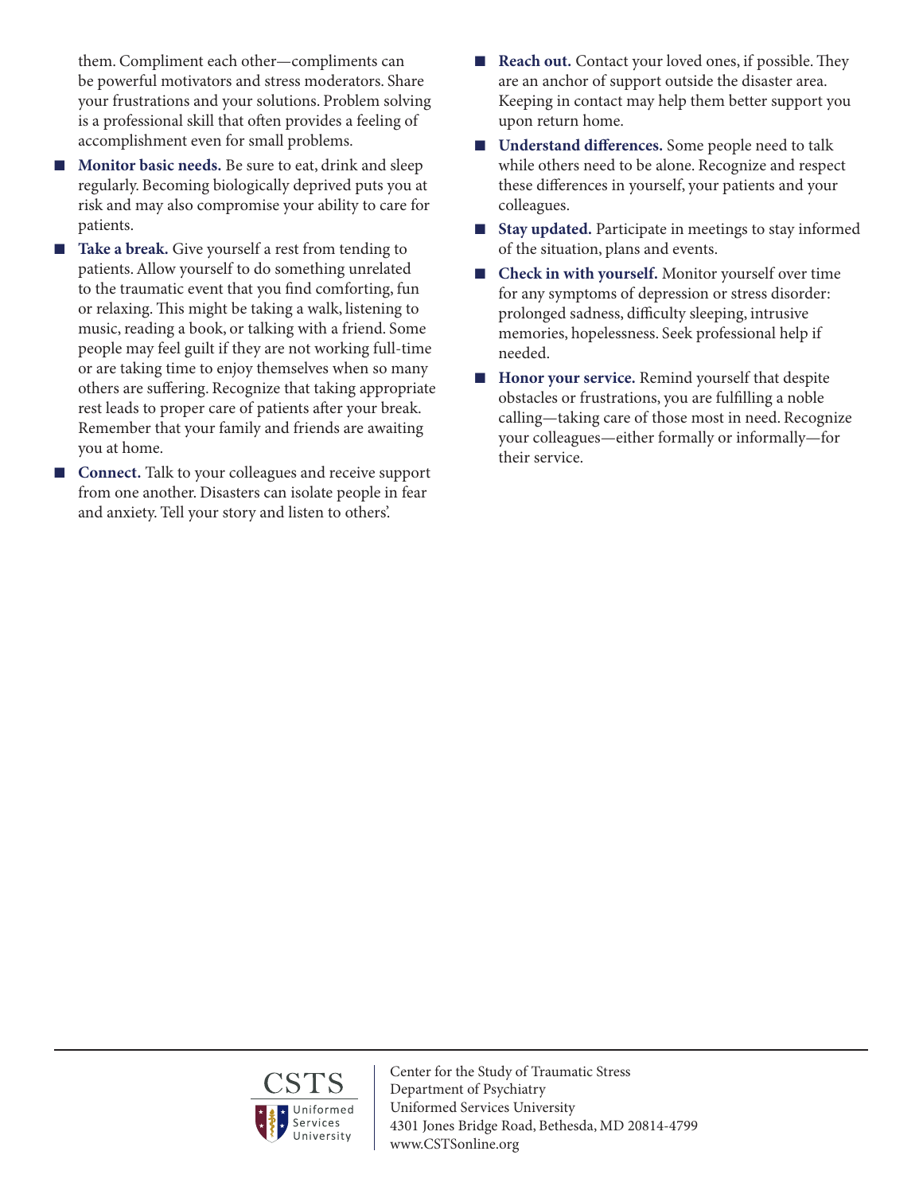them. Compliment each other—compliments can be powerful motivators and stress moderators. Share your frustrations and your solutions. Problem solving is a professional skill that often provides a feeling of accomplishment even for small problems.

- **Monitor basic needs.** Be sure to eat, drink and sleep regularly. Becoming biologically deprived puts you at risk and may also compromise your ability to care for patients.
- **Take a break.** Give yourself a rest from tending to patients. Allow yourself to do something unrelated to the traumatic event that you find comforting, fun or relaxing. This might be taking a walk, listening to music, reading a book, or talking with a friend. Some people may feel guilt if they are not working full-time or are taking time to enjoy themselves when so many others are suffering. Recognize that taking appropriate rest leads to proper care of patients after your break. Remember that your family and friends are awaiting you at home.
- **Connect.** Talk to your colleagues and receive support from one another. Disasters can isolate people in fear and anxiety. Tell your story and listen to others'.
- **Reach out.** Contact your loved ones, if possible. They are an anchor of support outside the disaster area. Keeping in contact may help them better support you upon return home.
- **Understand differences.** Some people need to talk while others need to be alone. Recognize and respect these differences in yourself, your patients and your colleagues.
- **Stay updated.** Participate in meetings to stay informed of the situation, plans and events.
- **Check in with yourself.** Monitor yourself over time for any symptoms of depression or stress disorder: prolonged sadness, difficulty sleeping, intrusive memories, hopelessness. Seek professional help if needed.
- **Honor your service.** Remind yourself that despite obstacles or frustrations, you are fulfilling a noble calling—taking care of those most in need. Recognize your colleagues—either formally or informally—for their service.

CSTS
Uniformed Services University

Center for the Study of Traumatic Stress
Department of Psychiatry
Uniformed Services University
4301 Jones Bridge Road, Bethesda, MD 20814-4799
www.CSTSonline.org